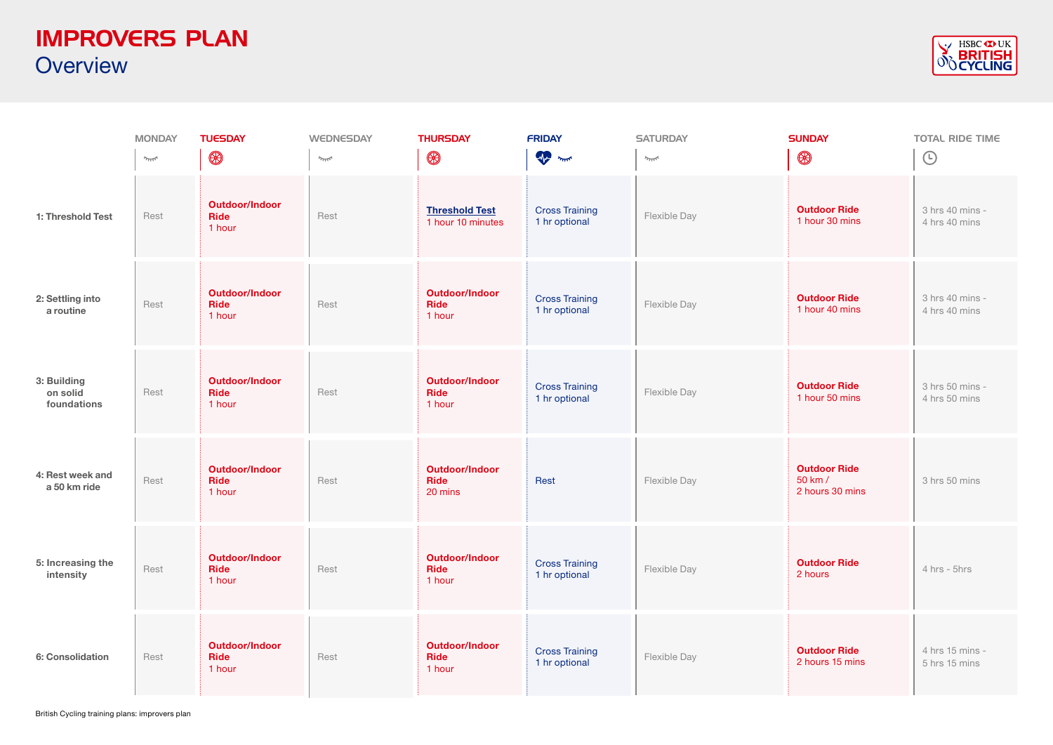# IMPROVERS PLAN
## Overview

| | MONDAY | TUESDAY | WEDNESDAY | THURSDAY | FRIDAY | SATURDAY | SUNDAY | TOTAL RIDE TIME |
|---|---|---|---|---|---|---|---|---|
| 1: Threshold Test | Rest | **Outdoor/Indoor Ride** 1 hour | Rest | **Threshold Test** 1 hour 10 minutes | Cross Training 1 hr optional | Flexible Day | **Outdoor Ride** 1 hour 30 mins | 3 hrs 40 mins - 4 hrs 40 mins |
| 2: Settling into a routine | Rest | **Outdoor/Indoor Ride** 1 hour | Rest | **Outdoor/Indoor Ride** 1 hour | Cross Training 1 hr optional | Flexible Day | **Outdoor Ride** 1 hour 40 mins | 3 hrs 40 mins - 4 hrs 40 mins |
| 3: Building on solid foundations | Rest | **Outdoor/Indoor Ride** 1 hour | Rest | **Outdoor/Indoor Ride** 1 hour | Cross Training 1 hr optional | Flexible Day | **Outdoor Ride** 1 hour 50 mins | 3 hrs 50 mins - 4 hrs 50 mins |
| 4: Rest week and a 50 km ride | Rest | **Outdoor/Indoor Ride** 1 hour | Rest | **Outdoor/Indoor Ride** 20 mins | Rest | Flexible Day | **Outdoor Ride** 50 km / 2 hours 30 mins | 3 hrs 50 mins |
| 5: Increasing the intensity | Rest | **Outdoor/Indoor Ride** 1 hour | Rest | **Outdoor/Indoor Ride** 1 hour | Cross Training 1 hr optional | Flexible Day | **Outdoor Ride** 2 hours | 4 hrs - 5hrs |
| 6: Consolidation | Rest | **Outdoor/Indoor Ride** 1 hour | Rest | **Outdoor/Indoor Ride** 1 hour | Cross Training 1 hr optional | Flexible Day | **Outdoor Ride** 2 hours 15 mins | 4 hrs 15 mins - 5 hrs 15 mins |

British Cycling training plans: improvers plan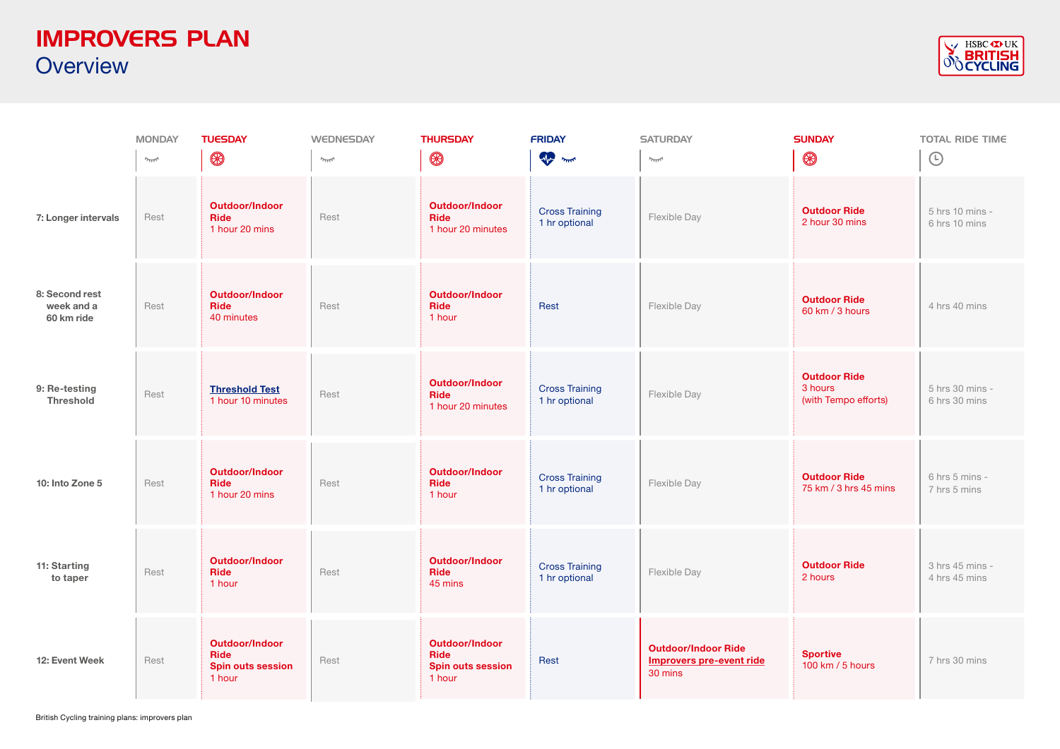# IMPROVERS PLAN
## Overview

| | MONDAY | TUESDAY | WEDNESDAY | THURSDAY | FRIDAY | SATURDAY | SUNDAY | TOTAL RIDE TIME |
|---|---|---|---|---|---|---|---|---|
| **7: Longer intervals** | Rest | **Outdoor/Indoor Ride** 1 hour 20 mins | Rest | **Outdoor/Indoor Ride** 1 hour 20 minutes | Cross Training 1 hr optional | Flexible Day | **Outdoor Ride** 2 hour 30 mins | 5 hrs 10 mins - 6 hrs 10 mins |
| **8: Second rest week and a 60 km ride** | Rest | **Outdoor/Indoor Ride** 40 minutes | Rest | **Outdoor/Indoor Ride** 1 hour | Rest | Flexible Day | **Outdoor Ride** 60 km / 3 hours | 4 hrs 40 mins |
| **9: Re-testing Threshold** | Rest | **Threshold Test** 1 hour 10 minutes | Rest | **Outdoor/Indoor Ride** 1 hour 20 minutes | Cross Training 1 hr optional | Flexible Day | **Outdoor Ride** 3 hours (with Tempo efforts) | 5 hrs 30 mins - 6 hrs 30 mins |
| **10: Into Zone 5** | Rest | **Outdoor/Indoor Ride** 1 hour 20 mins | Rest | **Outdoor/Indoor Ride** 1 hour | Cross Training 1 hr optional | Flexible Day | **Outdoor Ride** 75 km / 3 hrs 45 mins | 6 hrs 5 mins - 7 hrs 5 mins |
| **11: Starting to taper** | Rest | **Outdoor/Indoor Ride** 1 hour | Rest | **Outdoor/Indoor Ride** 45 mins | Cross Training 1 hr optional | Flexible Day | **Outdoor Ride** 2 hours | 3 hrs 45 mins - 4 hrs 45 mins |
| **12: Event Week** | Rest | **Outdoor/Indoor Ride Spin outs session** 1 hour | Rest | **Outdoor/Indoor Ride Spin outs session** 1 hour | Rest | **Outdoor/Indoor Ride Improvers pre-event ride** 30 mins | **Sportive** 100 km / 5 hours | 7 hrs 30 mins |

British Cycling training plans: improvers plan